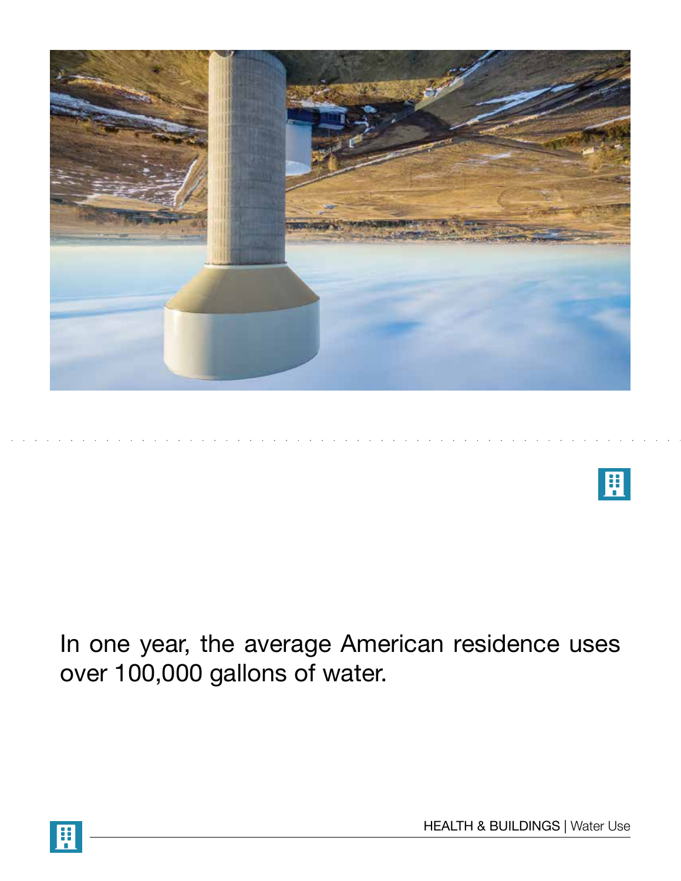In one year, the average American residence uses over 100,000 gallons of water.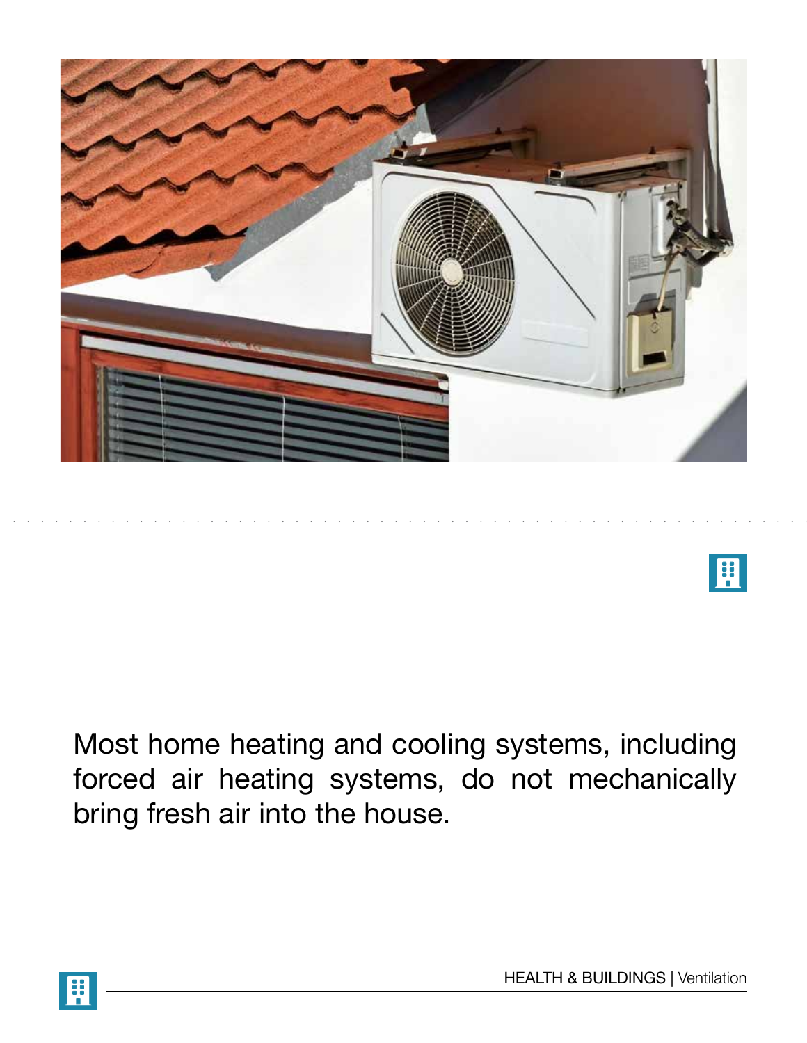Most home heating and cooling systems, including forced air heating systems, do not mechanically bring fresh air into the house.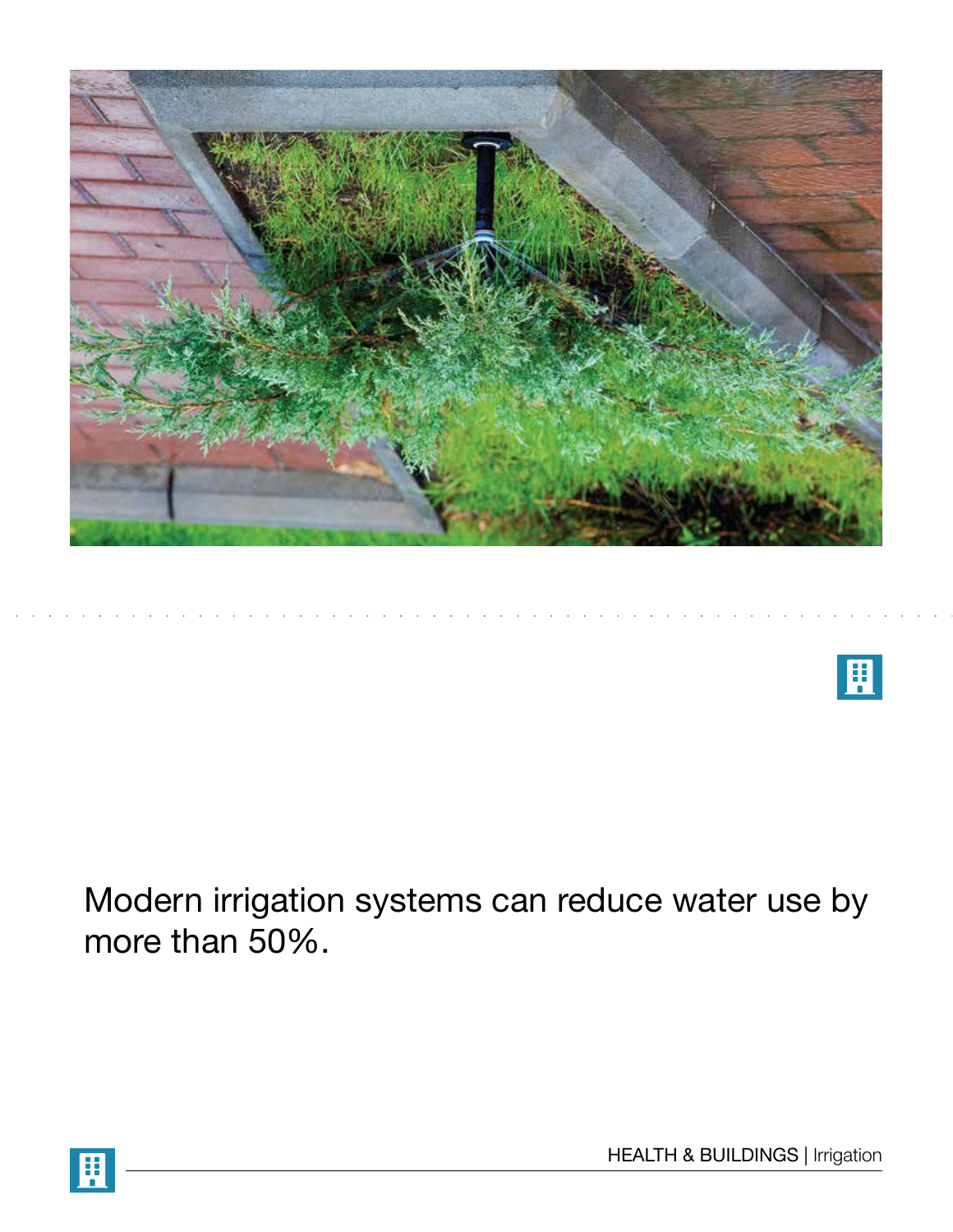Modern irrigation systems can reduce water use by more than 50%.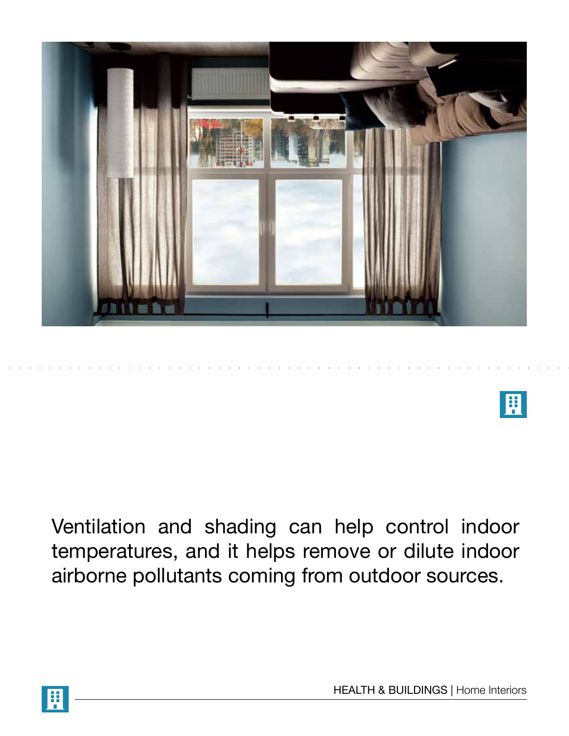Ventilation and shading can help control indoor temperatures, and it helps remove or dilute indoor airborne pollutants coming from outdoor sources.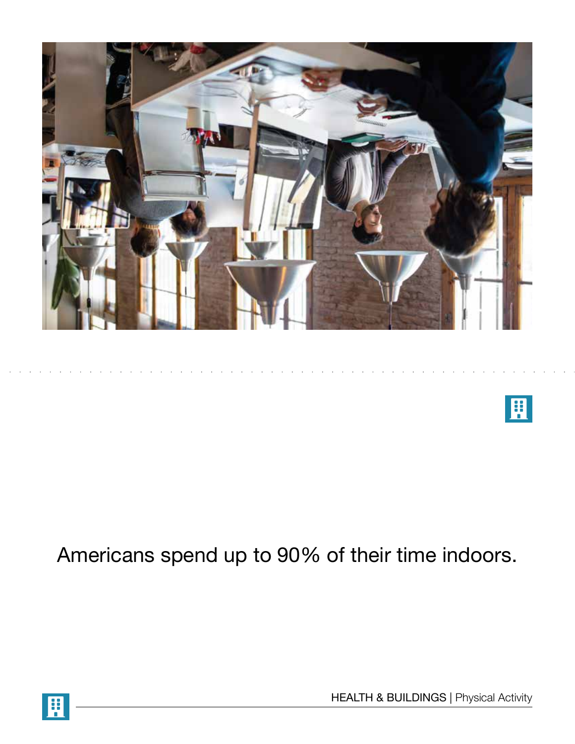Americans spend up to 90% of their time indoors.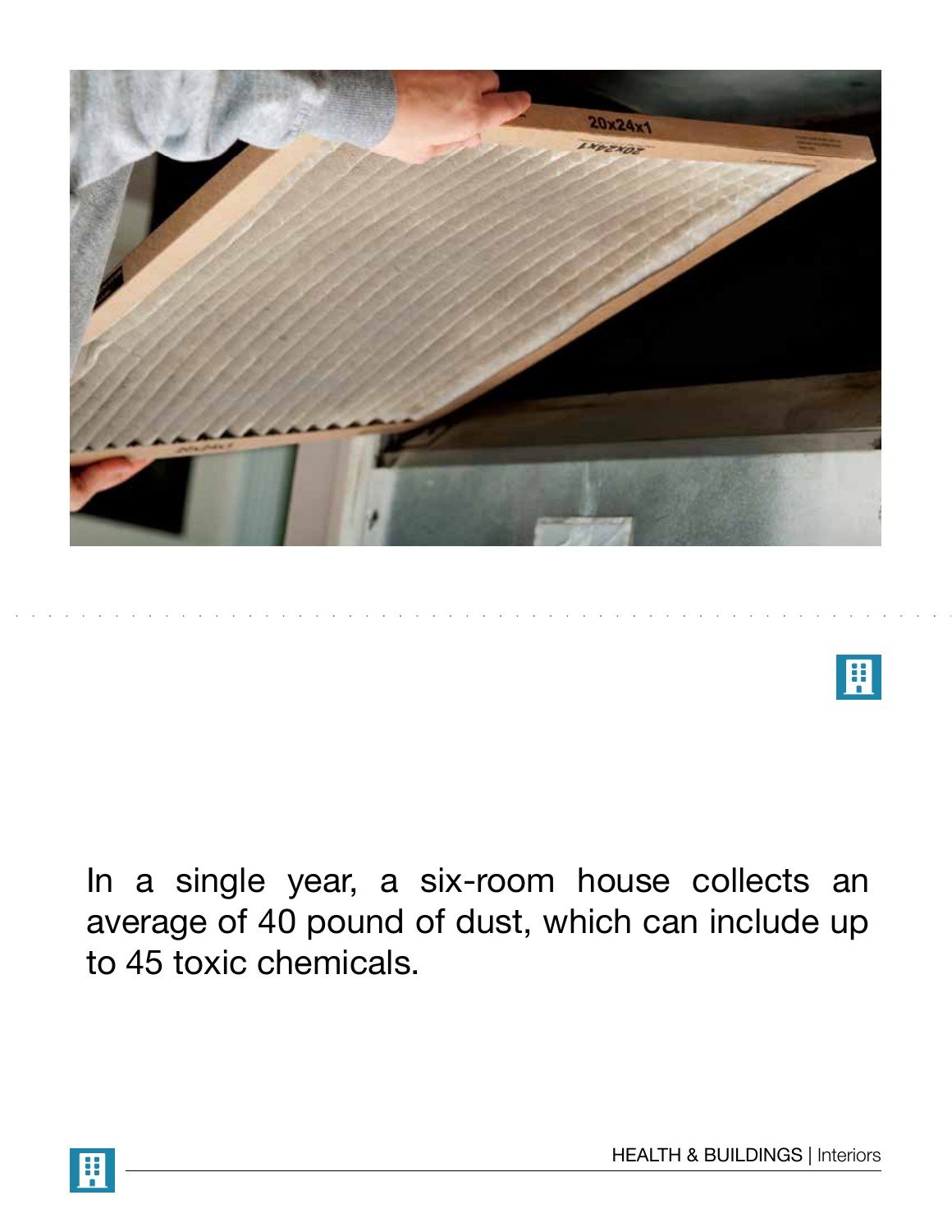In a single year, a six-room house collects an average of 40 pound of dust, which can include up to 45 toxic chemicals.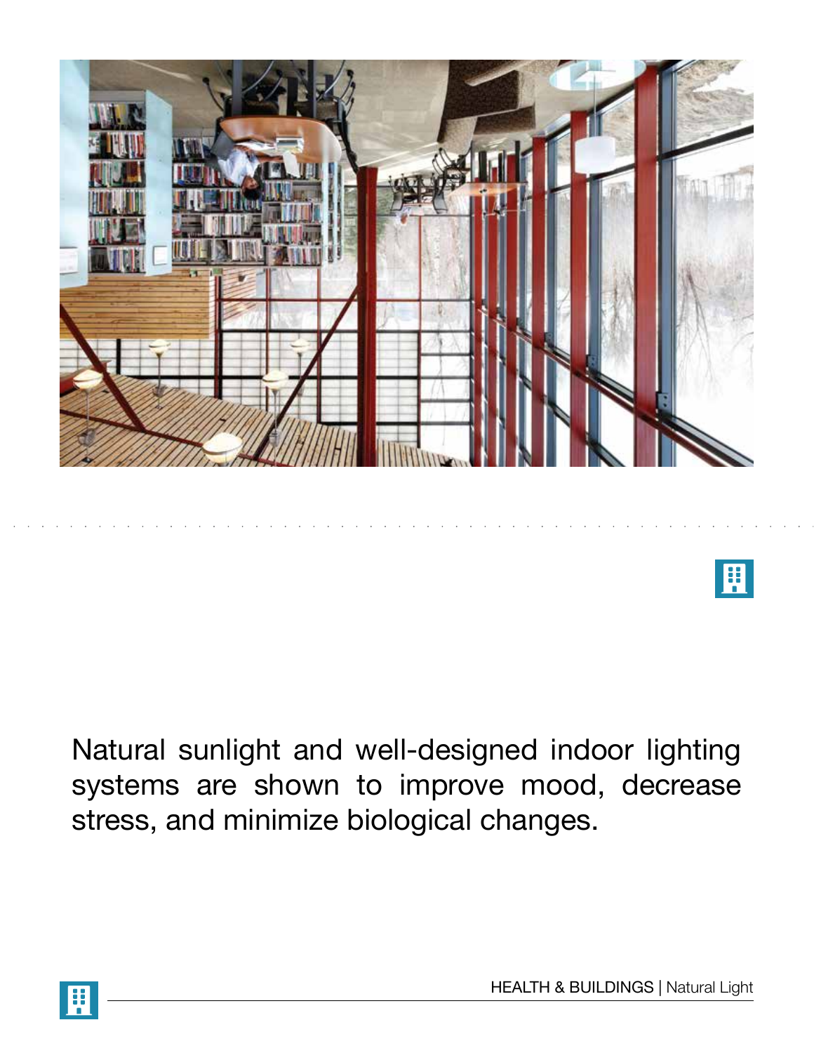Natural sunlight and well-designed indoor lighting systems are shown to improve mood, decrease stress, and minimize biological changes.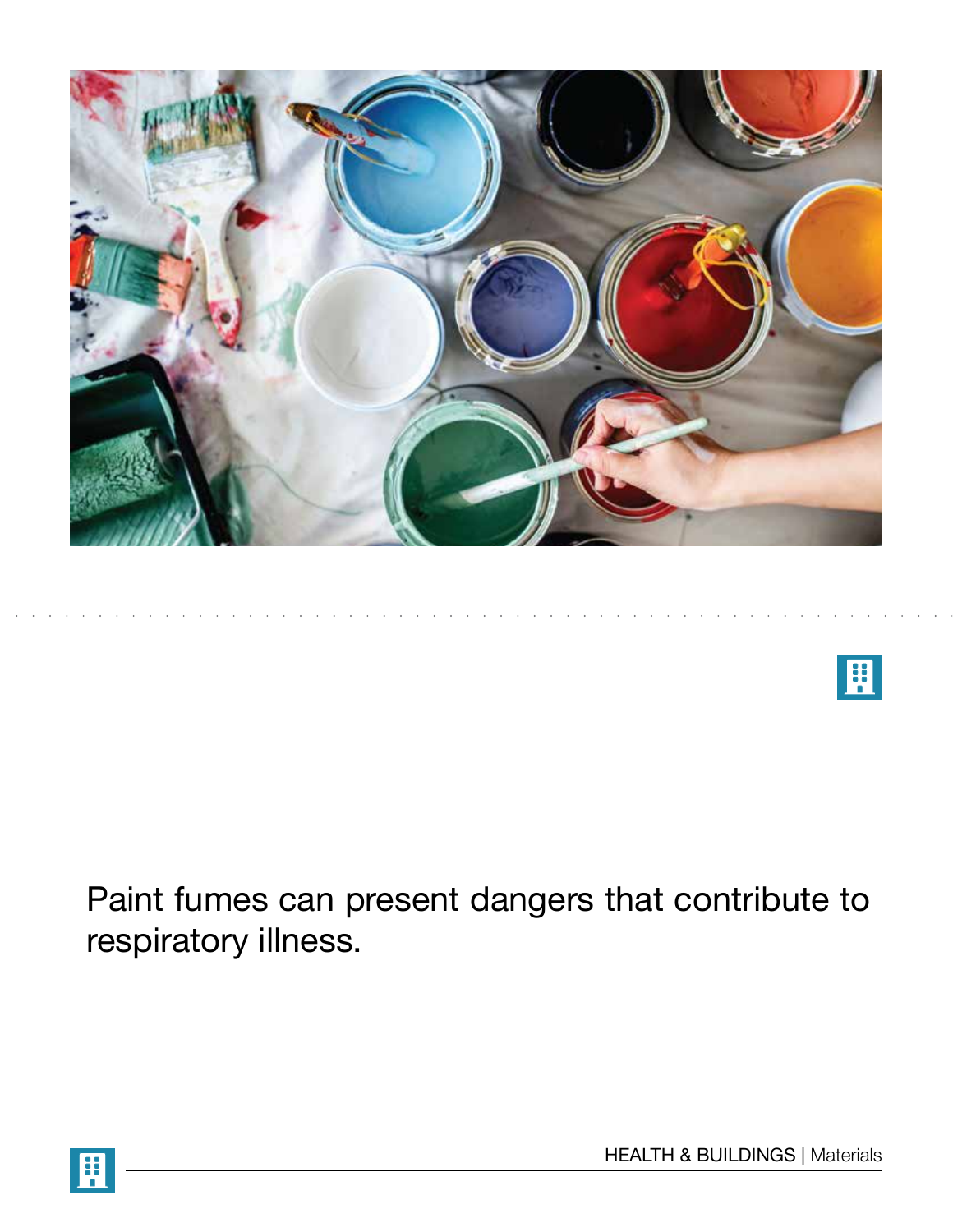Paint fumes can present dangers that contribute to respiratory illness.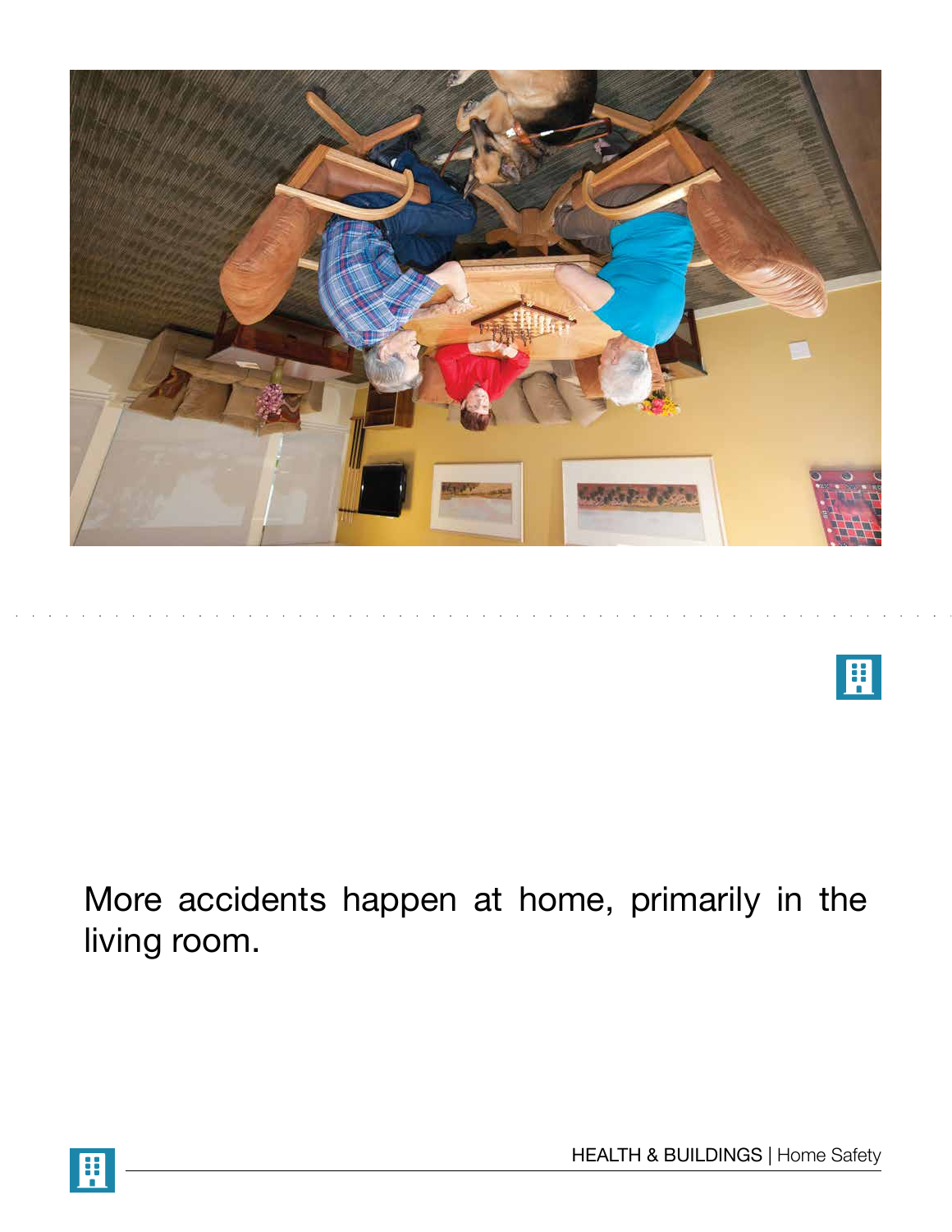More accidents happen at home, primarily in the living room.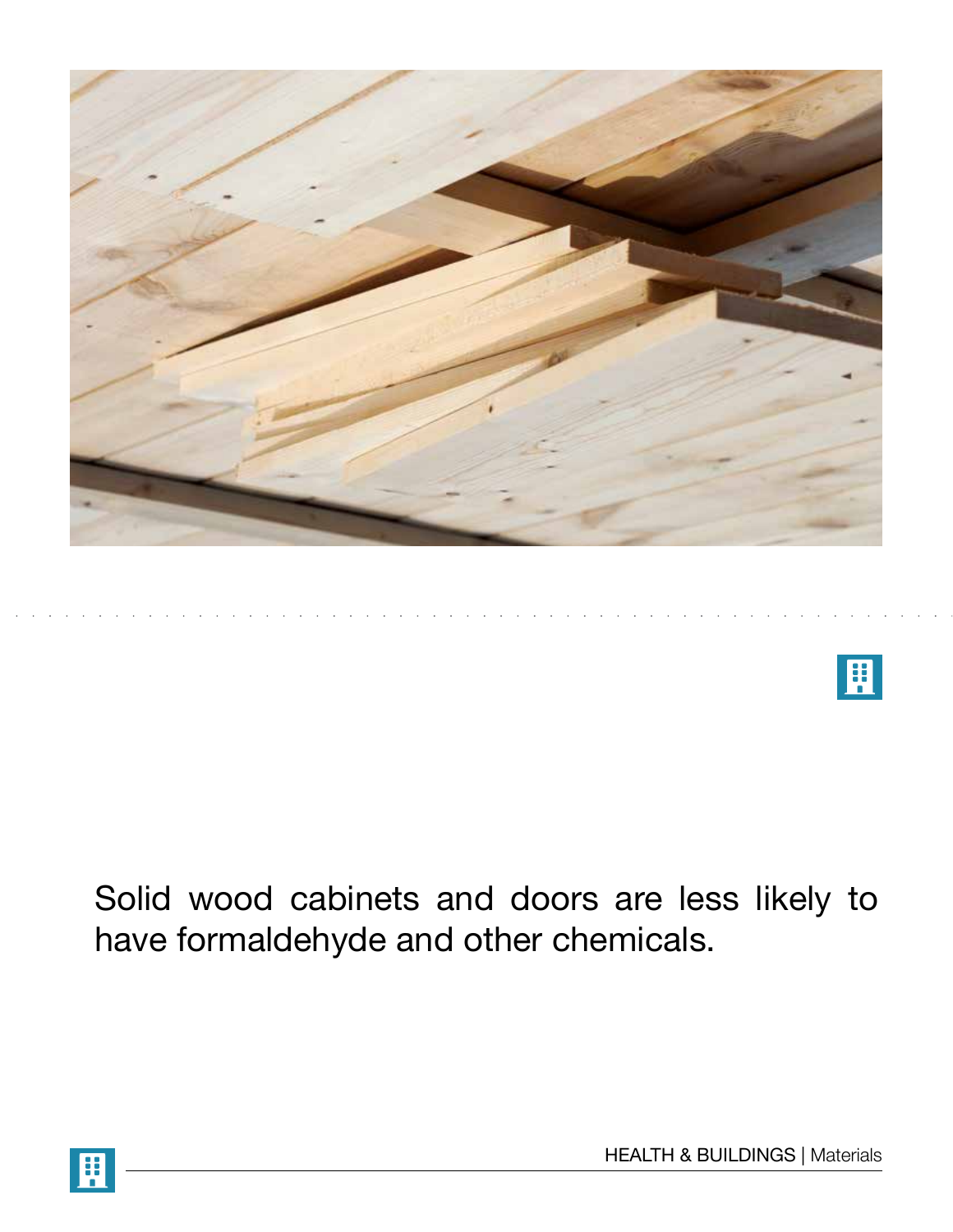Solid wood cabinets and doors are less likely to have formaldehyde and other chemicals.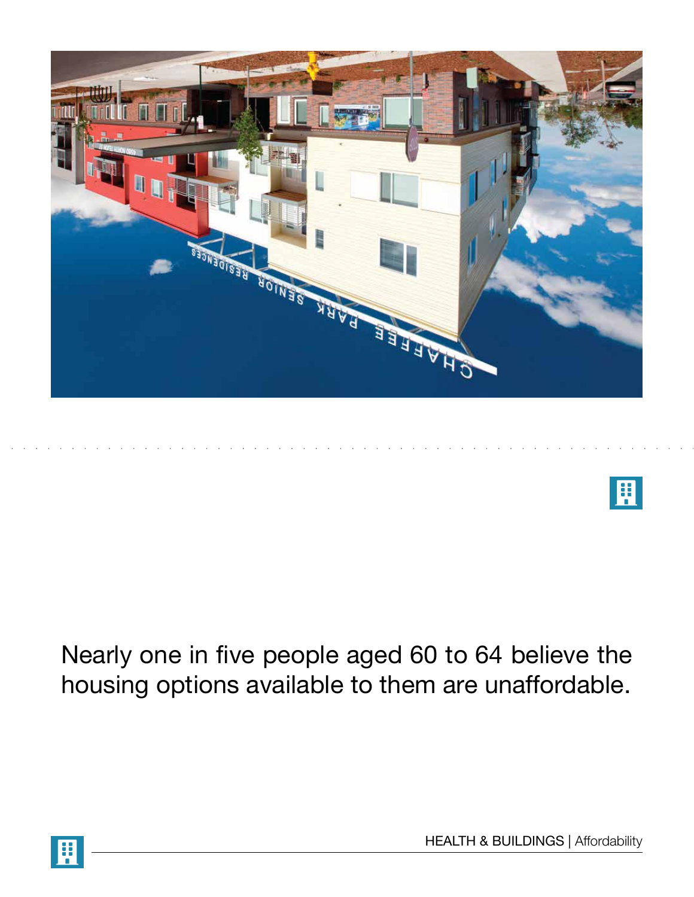Nearly one in five people aged 60 to 64 believe the housing options available to them are unaffordable.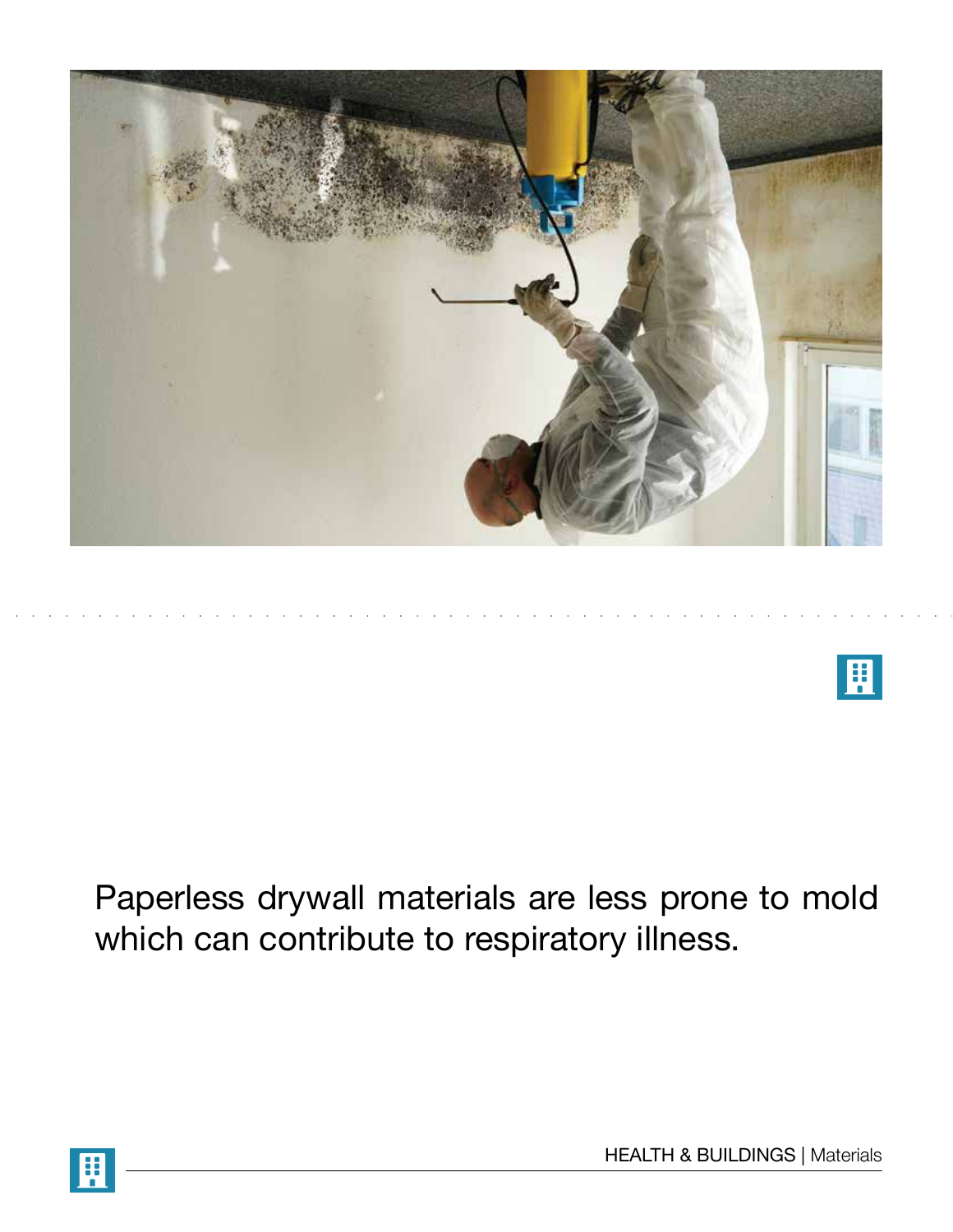Paperless drywall materials are less prone to mold which can contribute to respiratory illness.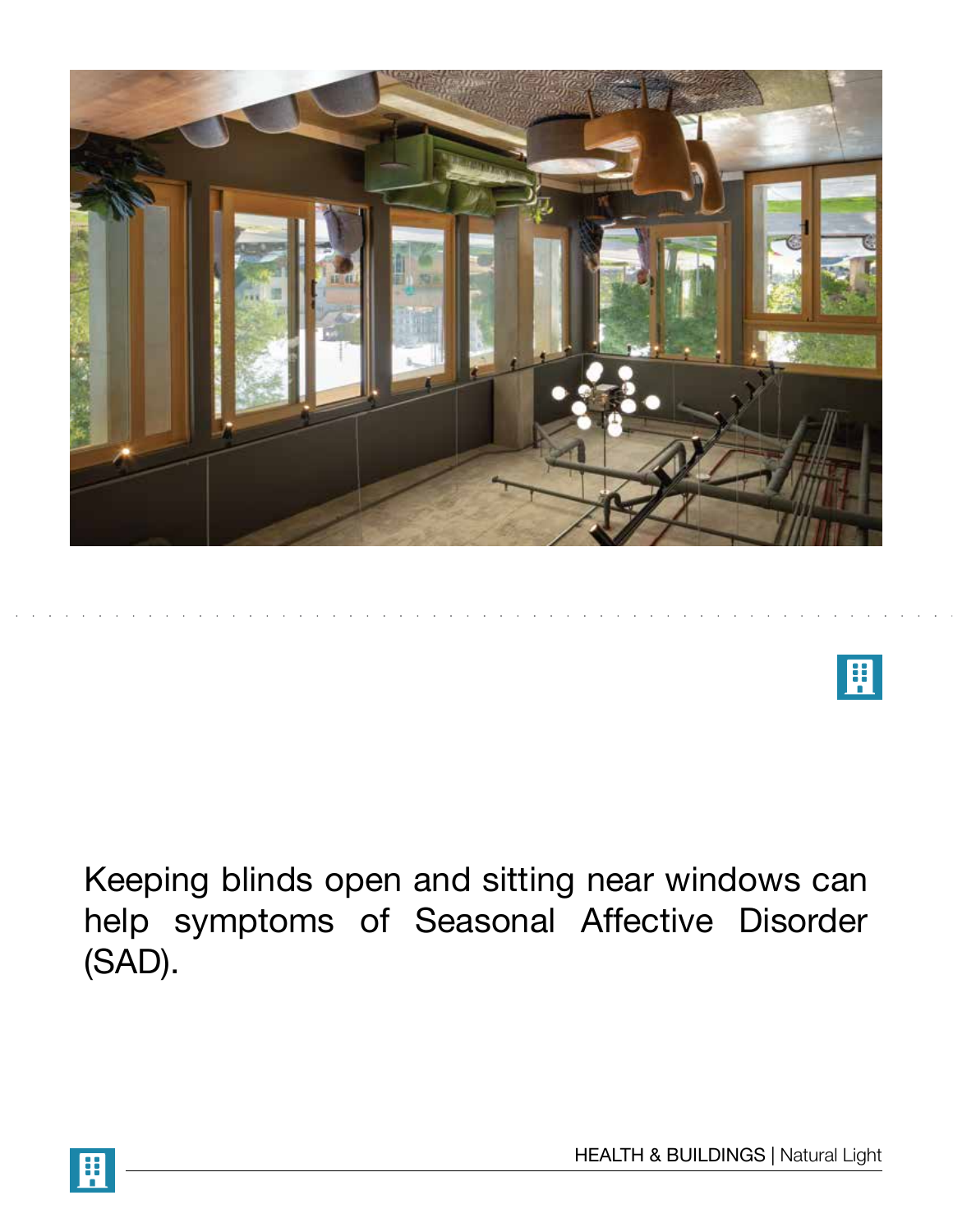Keeping blinds open and sitting near windows can help symptoms of Seasonal Affective Disorder (SAD).